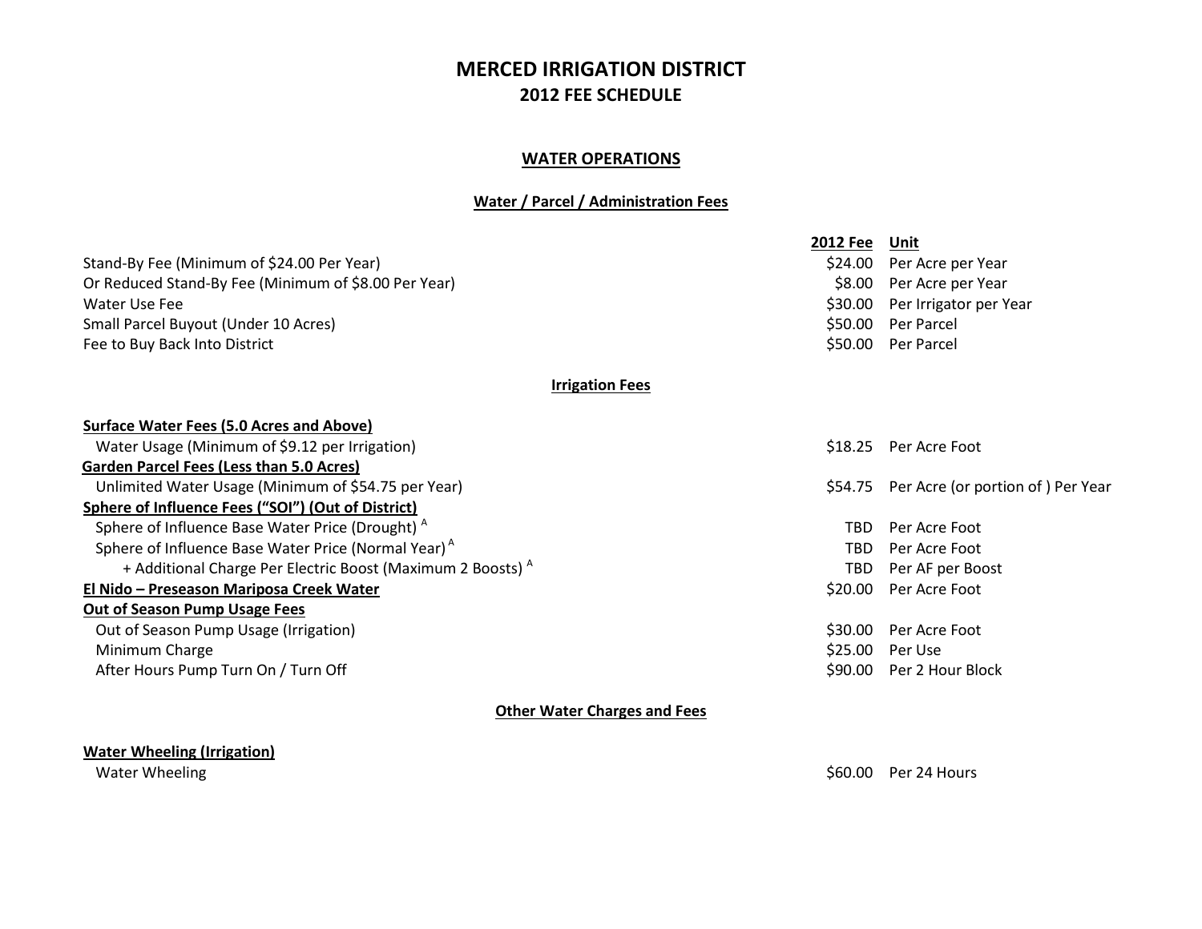# MERCED IRRIGATION DISTRICT

## 2012 FEE SCHEDULE

### WATER OPERATIONS

#### Water / Parcel / Administration Fees

| | 2012 Fee | Unit |
|---|---|---|
| Stand-By Fee (Minimum of $24.00 Per Year) | $24.00 | Per Acre per Year |
| Or Reduced Stand-By Fee (Minimum of $8.00 Per Year) | $8.00 | Per Acre per Year |
| Water Use Fee | $30.00 | Per Irrigator per Year |
| Small Parcel Buyout (Under 10 Acres) | $50.00 | Per Parcel |
| Fee to Buy Back Into District | $50.00 | Per Parcel |

#### Irrigation Fees

| | 2012 Fee | Unit |
|---|---|---|
| **Surface Water Fees (5.0 Acres and Above)** | | |
| Water Usage (Minimum of $9.12 per Irrigation) | $18.25 | Per Acre Foot |
| **Garden Parcel Fees (Less than 5.0 Acres)** | | |
| Unlimited Water Usage (Minimum of $54.75 per Year) | $54.75 | Per Acre (or portion of ) Per Year |
| **Sphere of Influence Fees ("SOI") (Out of District)** | | |
| Sphere of Influence Base Water Price (Drought) [A] | TBD | Per Acre Foot |
| Sphere of Influence Base Water Price (Normal Year) [A] | TBD | Per Acre Foot |
| + Additional Charge Per Electric Boost (Maximum 2 Boosts) [A] | TBD | Per AF per Boost |
| **El Nido – Preseason Mariposa Creek Water** | $20.00 | Per Acre Foot |
| **Out of Season Pump Usage Fees** | | |
| Out of Season Pump Usage (Irrigation) | $30.00 | Per Acre Foot |
| Minimum Charge | $25.00 | Per Use |
| After Hours Pump Turn On / Turn Off | $90.00 | Per 2 Hour Block |

#### Other Water Charges and Fees

| | 2012 Fee | Unit |
|---|---|---|
| **Water Wheeling (Irrigation)** | | |
| Water Wheeling | $60.00 | Per 24 Hours |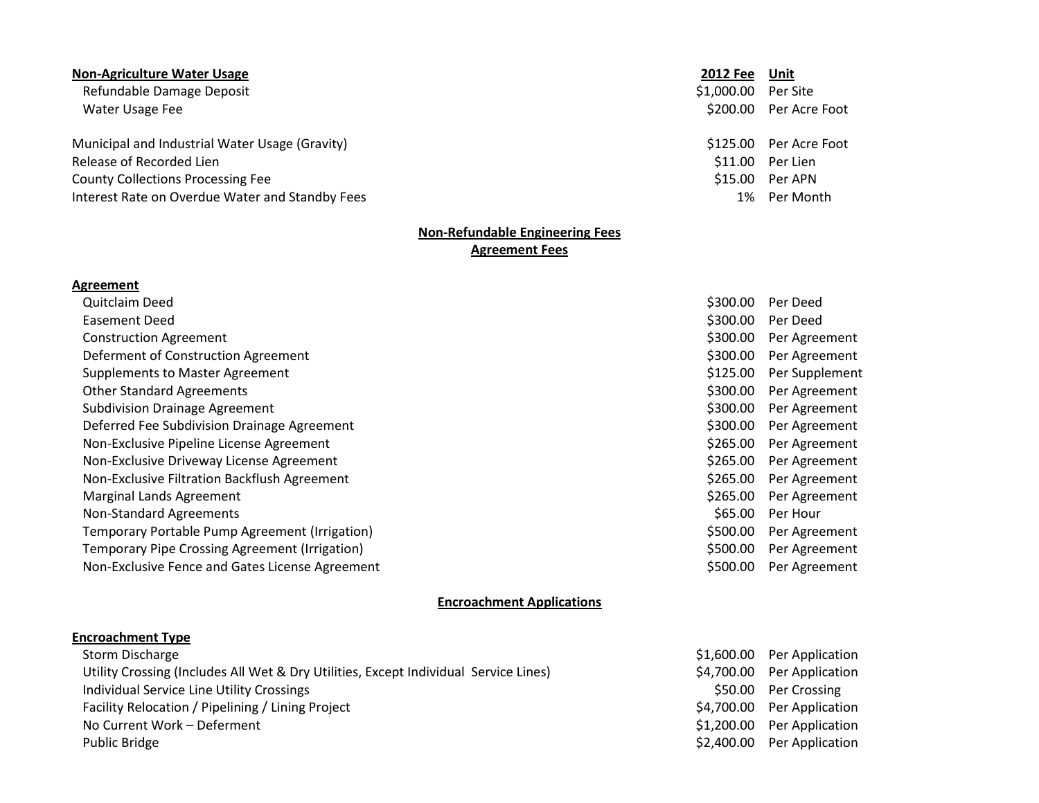| Non-Agriculture Water Usage | 2012 Fee | Unit |
|---|---|---|
| Refundable Damage Deposit | $1,000.00 | Per Site |
| Water Usage Fee | $200.00 | Per Acre Foot |
| | | |
| Municipal and Industrial Water Usage (Gravity) | $125.00 | Per Acre Foot |
| Release of Recorded Lien | $11.00 | Per Lien |
| County Collections Processing Fee | $15.00 | Per APN |
| Interest Rate on Overdue Water and Standby Fees | 1% | Per Month |

## Non-Refundable Engineering Fees

## Agreement Fees

| Agreement | | |
|---|---|---|
| Quitclaim Deed | $300.00 | Per Deed |
| Easement Deed | $300.00 | Per Deed |
| Construction Agreement | $300.00 | Per Agreement |
| Deferment of Construction Agreement | $300.00 | Per Agreement |
| Supplements to Master Agreement | $125.00 | Per Supplement |
| Other Standard Agreements | $300.00 | Per Agreement |
| Subdivision Drainage Agreement | $300.00 | Per Agreement |
| Deferred Fee Subdivision Drainage Agreement | $300.00 | Per Agreement |
| Non-Exclusive Pipeline License Agreement | $265.00 | Per Agreement |
| Non-Exclusive Driveway License Agreement | $265.00 | Per Agreement |
| Non-Exclusive Filtration Backflush Agreement | $265.00 | Per Agreement |
| Marginal Lands Agreement | $265.00 | Per Agreement |
| Non-Standard Agreements | $65.00 | Per Hour |
| Temporary Portable Pump Agreement (Irrigation) | $500.00 | Per Agreement |
| Temporary Pipe Crossing Agreement (Irrigation) | $500.00 | Per Agreement |
| Non-Exclusive Fence and Gates License Agreement | $500.00 | Per Agreement |

## Encroachment Applications

| Encroachment Type | | |
|---|---|---|
| Storm Discharge | $1,600.00 | Per Application |
| Utility Crossing (Includes All Wet & Dry Utilities, Except Individual Service Lines) | $4,700.00 | Per Application |
| Individual Service Line Utility Crossings | $50.00 | Per Crossing |
| Facility Relocation / Pipelining / Lining Project | $4,700.00 | Per Application |
| No Current Work – Deferment | $1,200.00 | Per Application |
| Public Bridge | $2,400.00 | Per Application |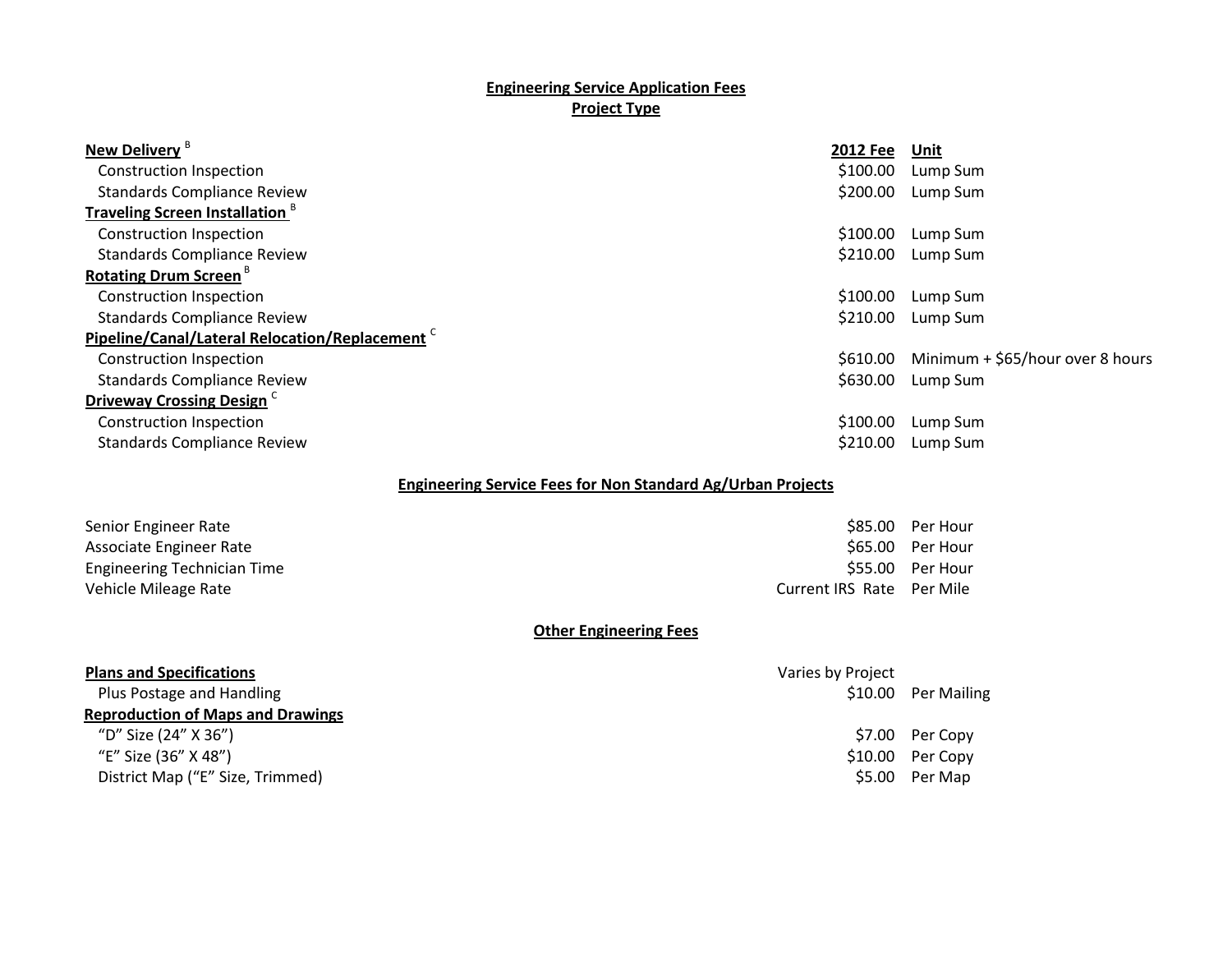**Engineering Service Application Fees**
**Project Type**

| | 2012 Fee | Unit |
|---|---|---|
| **New Delivery** [B] | | |
| Construction Inspection | $100.00 | Lump Sum |
| Standards Compliance Review | $200.00 | Lump Sum |
| **Traveling Screen Installation** [B] | | |
| Construction Inspection | $100.00 | Lump Sum |
| Standards Compliance Review | $210.00 | Lump Sum |
| **Rotating Drum Screen** [B] | | |
| Construction Inspection | $100.00 | Lump Sum |
| Standards Compliance Review | $210.00 | Lump Sum |
| **Pipeline/Canal/Lateral Relocation/Replacement** [C] | | |
| Construction Inspection | $610.00 | Minimum + $65/hour over 8 hours |
| Standards Compliance Review | $630.00 | Lump Sum |
| **Driveway Crossing Design** [C] | | |
| Construction Inspection | $100.00 | Lump Sum |
| Standards Compliance Review | $210.00 | Lump Sum |

**Engineering Service Fees for Non Standard Ag/Urban Projects**

| | | |
|---|---|---|
| Senior Engineer Rate | $85.00 | Per Hour |
| Associate Engineer Rate | $65.00 | Per Hour |
| Engineering Technician Time | $55.00 | Per Hour |
| Vehicle Mileage Rate | Current IRS Rate | Per Mile |

**Other Engineering Fees**

| | | |
|---|---|---|
| **Plans and Specifications** | Varies by Project | |
| Plus Postage and Handling | $10.00 | Per Mailing |
| **Reproduction of Maps and Drawings** | | |
| "D" Size (24" X 36") | $7.00 | Per Copy |
| "E" Size (36" X 48") | $10.00 | Per Copy |
| District Map ("E" Size, Trimmed) | $5.00 | Per Map |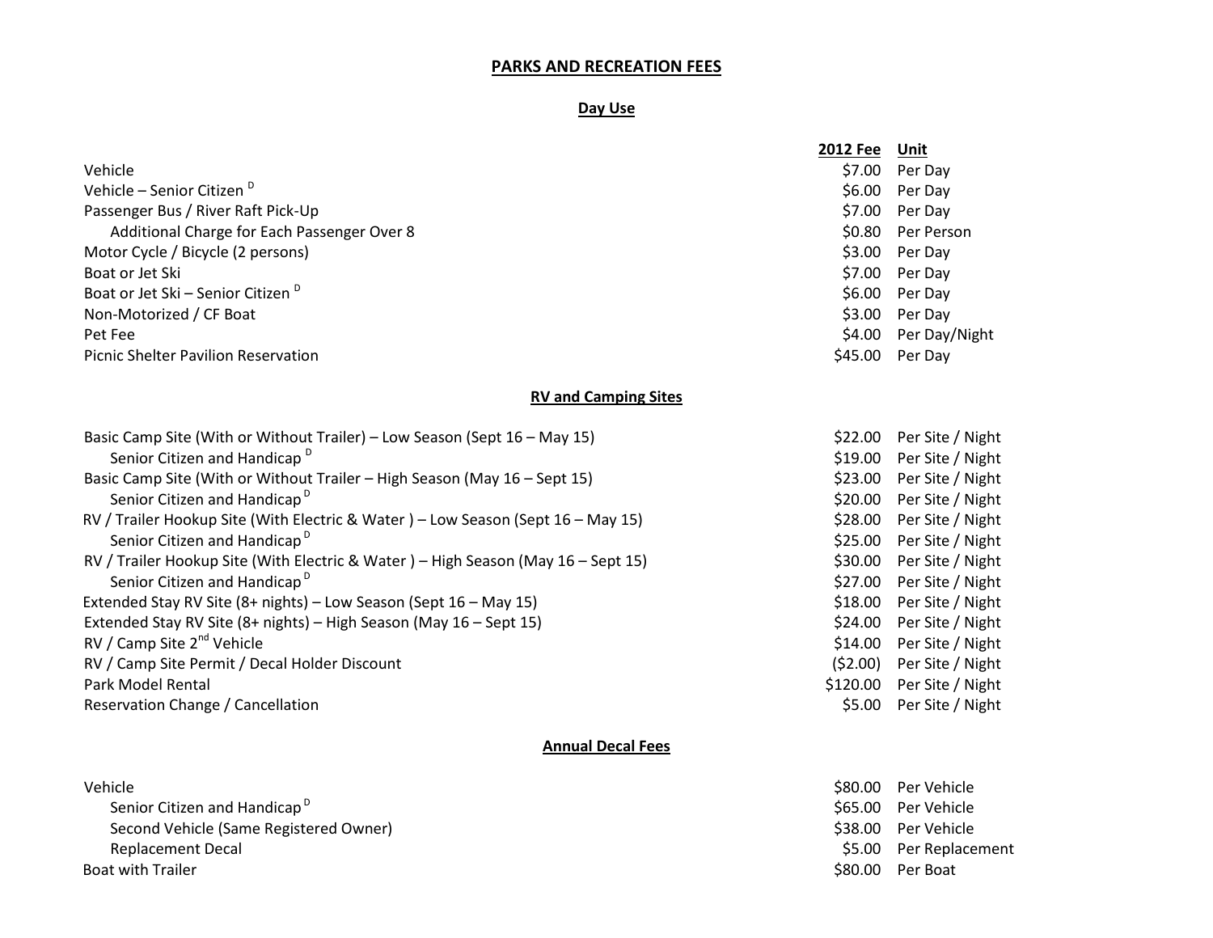# PARKS AND RECREATION FEES

## Day Use

| | 2012 Fee | Unit |
|---|---|---|
| Vehicle | $7.00 | Per Day |
| Vehicle – Senior Citizen [D] | $6.00 | Per Day |
| Passenger Bus / River Raft Pick-Up | $7.00 | Per Day |
| Additional Charge for Each Passenger Over 8 | $0.80 | Per Person |
| Motor Cycle / Bicycle (2 persons) | $3.00 | Per Day |
| Boat or Jet Ski | $7.00 | Per Day |
| Boat or Jet Ski – Senior Citizen [D] | $6.00 | Per Day |
| Non-Motorized / CF Boat | $3.00 | Per Day |
| Pet Fee | $4.00 | Per Day/Night |
| Picnic Shelter Pavilion Reservation | $45.00 | Per Day |

## RV and Camping Sites

| | 2012 Fee | Unit |
|---|---|---|
| Basic Camp Site (With or Without Trailer) – Low Season (Sept 16 – May 15) | $22.00 | Per Site / Night |
| Senior Citizen and Handicap [D] | $19.00 | Per Site / Night |
| Basic Camp Site (With or Without Trailer – High Season (May 16 – Sept 15) | $23.00 | Per Site / Night |
| Senior Citizen and Handicap [D] | $20.00 | Per Site / Night |
| RV / Trailer Hookup Site (With Electric & Water ) – Low Season (Sept 16 – May 15) | $28.00 | Per Site / Night |
| Senior Citizen and Handicap [D] | $25.00 | Per Site / Night |
| RV / Trailer Hookup Site (With Electric & Water ) – High Season (May 16 – Sept 15) | $30.00 | Per Site / Night |
| Senior Citizen and Handicap [D] | $27.00 | Per Site / Night |
| Extended Stay RV Site (8+ nights) – Low Season (Sept 16 – May 15) | $18.00 | Per Site / Night |
| Extended Stay RV Site (8+ nights) – High Season (May 16 – Sept 15) | $24.00 | Per Site / Night |
| RV / Camp Site 2nd Vehicle | $14.00 | Per Site / Night |
| RV / Camp Site Permit / Decal Holder Discount | ($2.00) | Per Site / Night |
| Park Model Rental | $120.00 | Per Site / Night |
| Reservation Change / Cancellation | $5.00 | Per Site / Night |

## Annual Decal Fees

| | 2012 Fee | Unit |
|---|---|---|
| Vehicle | $80.00 | Per Vehicle |
| Senior Citizen and Handicap [D] | $65.00 | Per Vehicle |
| Second Vehicle (Same Registered Owner) | $38.00 | Per Vehicle |
| Replacement Decal | $5.00 | Per Replacement |
| Boat with Trailer | $80.00 | Per Boat |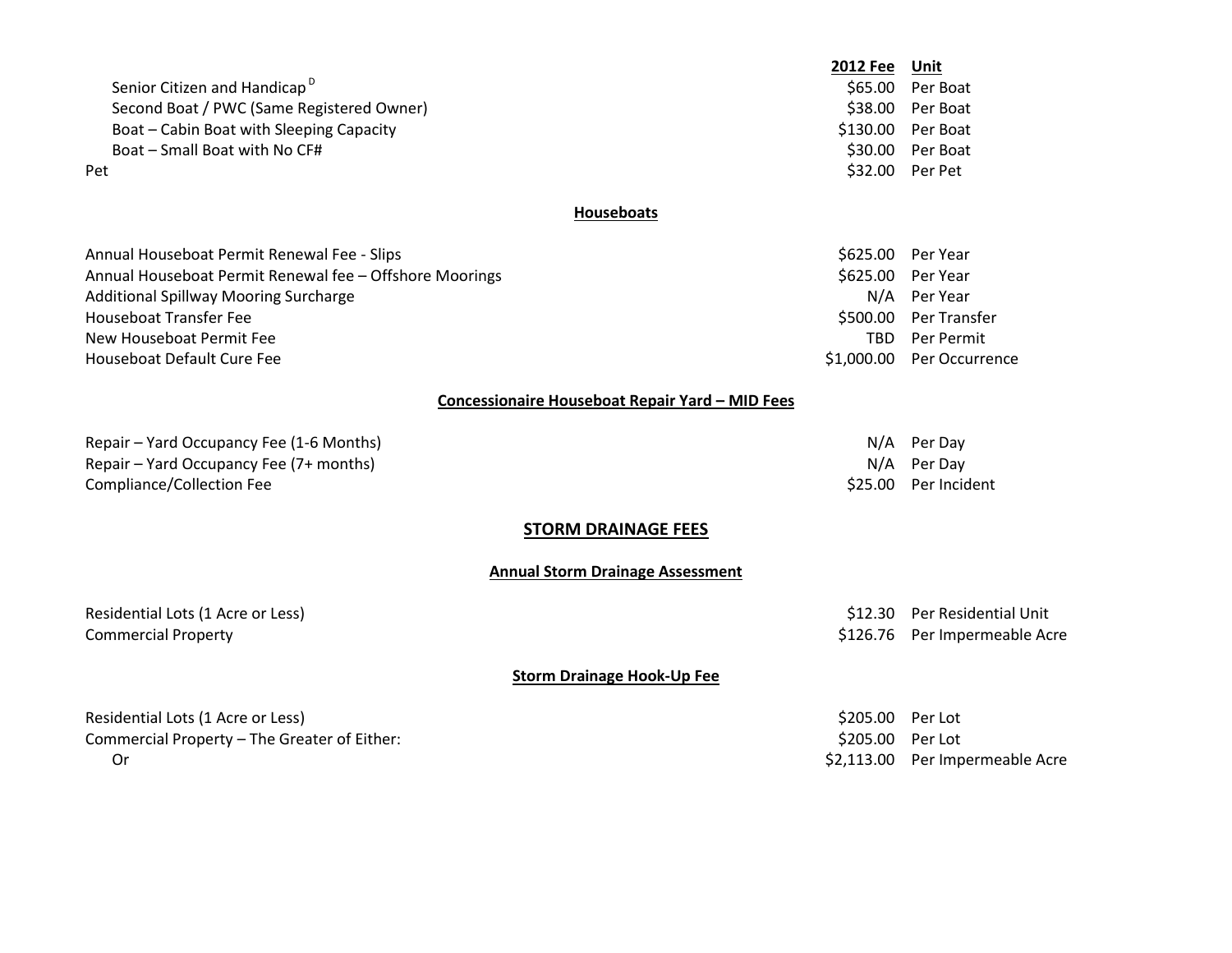| | 2012 Fee | Unit |
|---|---|---|
| Senior Citizen and Handicap [D] | $65.00 | Per Boat |
| Second Boat / PWC (Same Registered Owner) | $38.00 | Per Boat |
| Boat – Cabin Boat with Sleeping Capacity | $130.00 | Per Boat |
| Boat – Small Boat with No CF# | $30.00 | Per Boat |
| Pet | $32.00 | Per Pet |

**Houseboats**

| | | |
|---|---|---|
| Annual Houseboat Permit Renewal Fee - Slips | $625.00 | Per Year |
| Annual Houseboat Permit Renewal fee – Offshore Moorings | $625.00 | Per Year |
| Additional Spillway Mooring Surcharge | N/A | Per Year |
| Houseboat Transfer Fee | $500.00 | Per Transfer |
| New Houseboat Permit Fee | TBD | Per Permit |
| Houseboat Default Cure Fee | $1,000.00 | Per Occurrence |

**Concessionaire Houseboat Repair Yard – MID Fees**

| | | |
|---|---|---|
| Repair – Yard Occupancy Fee (1-6 Months) | N/A | Per Day |
| Repair – Yard Occupancy Fee (7+ months) | N/A | Per Day |
| Compliance/Collection Fee | $25.00 | Per Incident |

## STORM DRAINAGE FEES

**Annual Storm Drainage Assessment**

| | | |
|---|---|---|
| Residential Lots (1 Acre or Less) | $12.30 | Per Residential Unit |
| Commercial Property | $126.76 | Per Impermeable Acre |

**Storm Drainage Hook-Up Fee**

| | | |
|---|---|---|
| Residential Lots (1 Acre or Less) | $205.00 | Per Lot |
| Commercial Property – The Greater of Either: | $205.00 | Per Lot |
| Or | $2,113.00 | Per Impermeable Acre |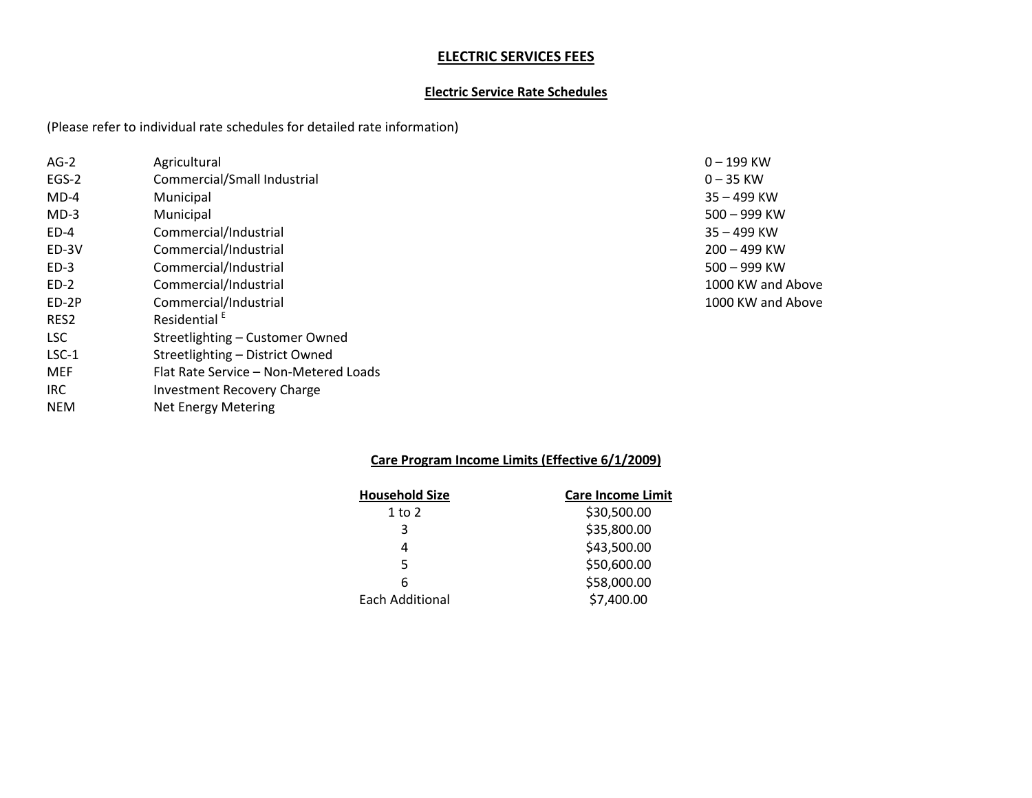# ELECTRIC SERVICES FEES

## Electric Service Rate Schedules

(Please refer to individual rate schedules for detailed rate information)

| | | |
|---|---|---|
| AG-2 | Agricultural | 0 – 199 KW |
| EGS-2 | Commercial/Small Industrial | 0 – 35 KW |
| MD-4 | Municipal | 35 – 499 KW |
| MD-3 | Municipal | 500 – 999 KW |
| ED-4 | Commercial/Industrial | 35 – 499 KW |
| ED-3V | Commercial/Industrial | 200 – 499 KW |
| ED-3 | Commercial/Industrial | 500 – 999 KW |
| ED-2 | Commercial/Industrial | 1000 KW and Above |
| ED-2P | Commercial/Industrial | 1000 KW and Above |
| RES2 | Residential [E] | |
| LSC | Streetlighting – Customer Owned | |
| LSC-1 | Streetlighting – District Owned | |
| MEF | Flat Rate Service – Non-Metered Loads | |
| IRC | Investment Recovery Charge | |
| NEM | Net Energy Metering | |

## Care Program Income Limits (Effective 6/1/2009)

| Household Size | Care Income Limit |
|---|---|
| 1 to 2 | $30,500.00 |
| 3 | $35,800.00 |
| 4 | $43,500.00 |
| 5 | $50,600.00 |
| 6 | $58,000.00 |
| Each Additional | $7,400.00 |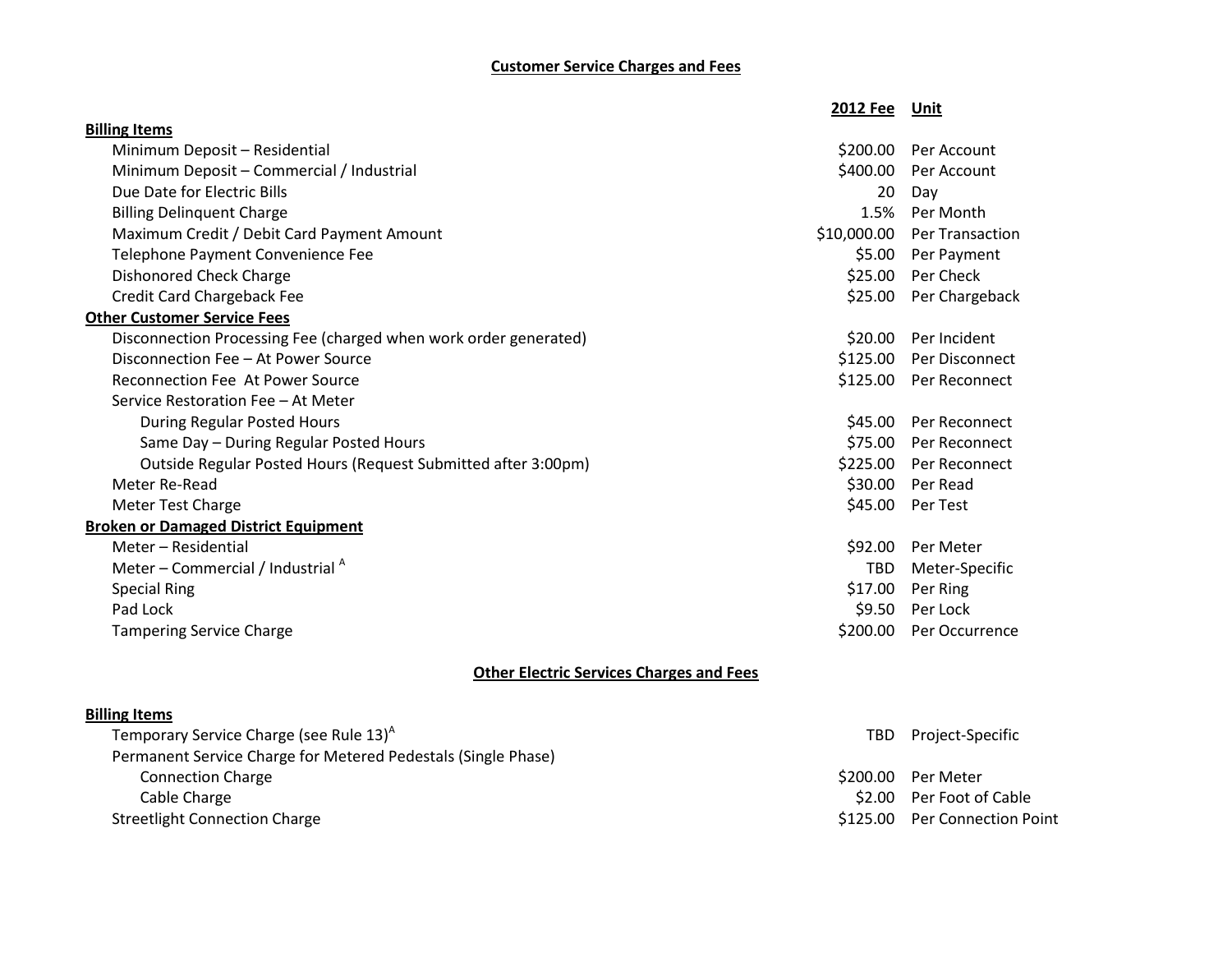## Customer Service Charges and Fees

| | 2012 Fee | Unit |
|---|---|---|
| **Billing Items** | | |
| Minimum Deposit – Residential | $200.00 | Per Account |
| Minimum Deposit – Commercial / Industrial | $400.00 | Per Account |
| Due Date for Electric Bills | 20 | Day |
| Billing Delinquent Charge | 1.5% | Per Month |
| Maximum Credit / Debit Card Payment Amount | $10,000.00 | Per Transaction |
| Telephone Payment Convenience Fee | $5.00 | Per Payment |
| Dishonored Check Charge | $25.00 | Per Check |
| Credit Card Chargeback Fee | $25.00 | Per Chargeback |
| **Other Customer Service Fees** | | |
| Disconnection Processing Fee (charged when work order generated) | $20.00 | Per Incident |
| Disconnection Fee – At Power Source | $125.00 | Per Disconnect |
| Reconnection Fee At Power Source | $125.00 | Per Reconnect |
| Service Restoration Fee – At Meter | | |
| During Regular Posted Hours | $45.00 | Per Reconnect |
| Same Day – During Regular Posted Hours | $75.00 | Per Reconnect |
| Outside Regular Posted Hours (Request Submitted after 3:00pm) | $225.00 | Per Reconnect |
| Meter Re-Read | $30.00 | Per Read |
| Meter Test Charge | $45.00 | Per Test |
| **Broken or Damaged District Equipment** | | |
| Meter – Residential | $92.00 | Per Meter |
| Meter – Commercial / Industrial [A] | TBD | Meter-Specific |
| Special Ring | $17.00 | Per Ring |
| Pad Lock | $9.50 | Per Lock |
| Tampering Service Charge | $200.00 | Per Occurrence |

## Other Electric Services Charges and Fees

| | 2012 Fee | Unit |
|---|---|---|
| **Billing Items** | | |
| Temporary Service Charge (see Rule 13)[A] | TBD | Project-Specific |
| Permanent Service Charge for Metered Pedestals (Single Phase) | | |
| Connection Charge | $200.00 | Per Meter |
| Cable Charge | $2.00 | Per Foot of Cable |
| Streetlight Connection Charge | $125.00 | Per Connection Point |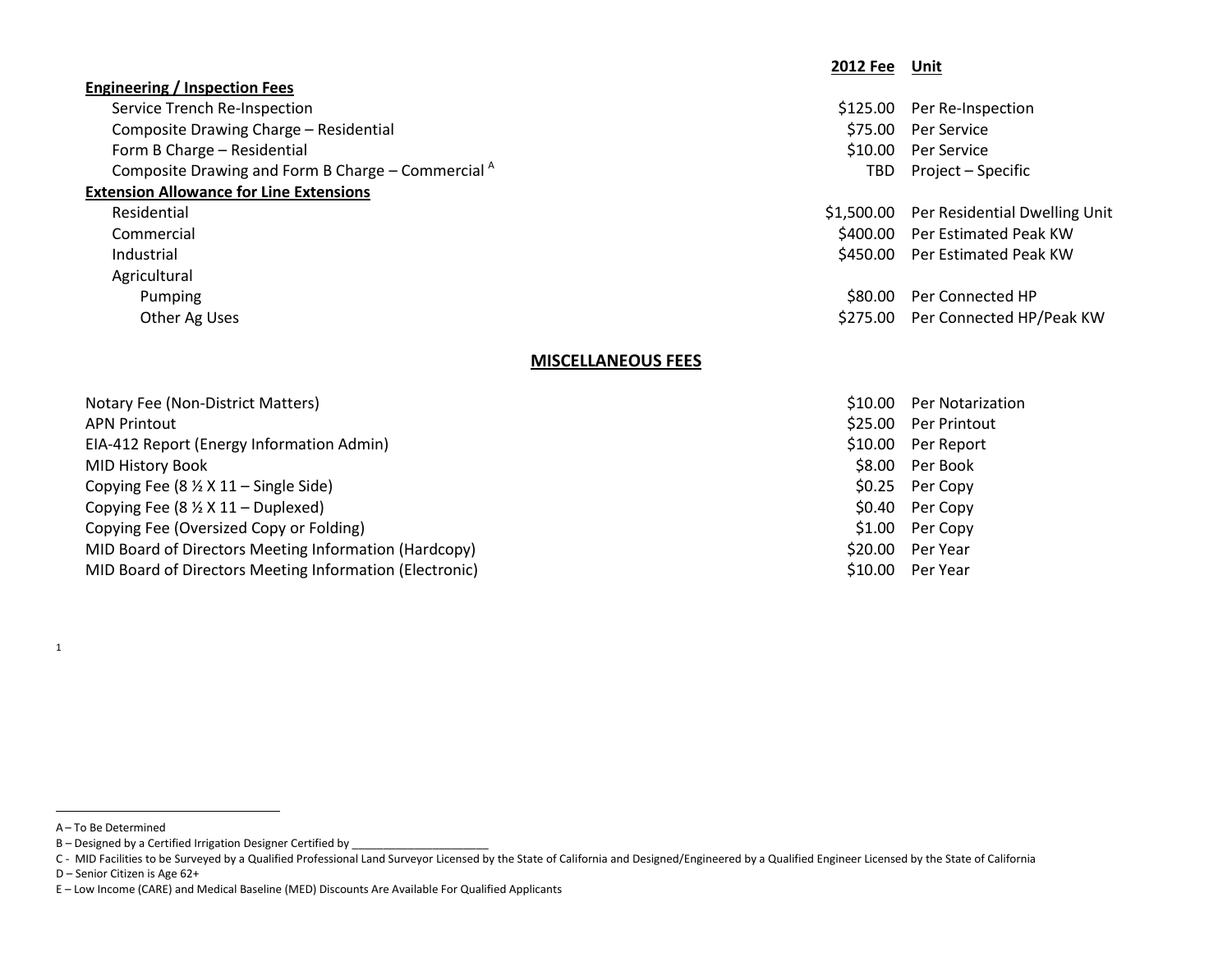| | 2012 Fee | Unit |
|---|---|---|
| **Engineering / Inspection Fees** | | |
| Service Trench Re-Inspection | $125.00 | Per Re-Inspection |
| Composite Drawing Charge – Residential | $75.00 | Per Service |
| Form B Charge – Residential | $10.00 | Per Service |
| Composite Drawing and Form B Charge – Commercial [A] | TBD | Project – Specific |
| **Extension Allowance for Line Extensions** | | |
| Residential | $1,500.00 | Per Residential Dwelling Unit |
| Commercial | $400.00 | Per Estimated Peak KW |
| Industrial | $450.00 | Per Estimated Peak KW |
| Agricultural | | |
| Pumping | $80.00 | Per Connected HP |
| Other Ag Uses | $275.00 | Per Connected HP/Peak KW |

## MISCELLANEOUS FEES

| | | |
|---|---|---|
| Notary Fee (Non-District Matters) | $10.00 | Per Notarization |
| APN Printout | $25.00 | Per Printout |
| EIA-412 Report (Energy Information Admin) | $10.00 | Per Report |
| MID History Book | $8.00 | Per Book |
| Copying Fee (8 ½ X 11 – Single Side) | $0.25 | Per Copy |
| Copying Fee (8 ½ X 11 – Duplexed) | $0.40 | Per Copy |
| Copying Fee (Oversized Copy or Folding) | $1.00 | Per Copy |
| MID Board of Directors Meeting Information (Hardcopy) | $20.00 | Per Year |
| MID Board of Directors Meeting Information (Electronic) | $10.00 | Per Year |

A – To Be Determined

B – Designed by a Certified Irrigation Designer Certified by ______________________

C - MID Facilities to be Surveyed by a Qualified Professional Land Surveyor Licensed by the State of California and Designed/Engineered by a Qualified Engineer Licensed by the State of California

D – Senior Citizen is Age 62+

E – Low Income (CARE) and Medical Baseline (MED) Discounts Are Available For Qualified Applicants